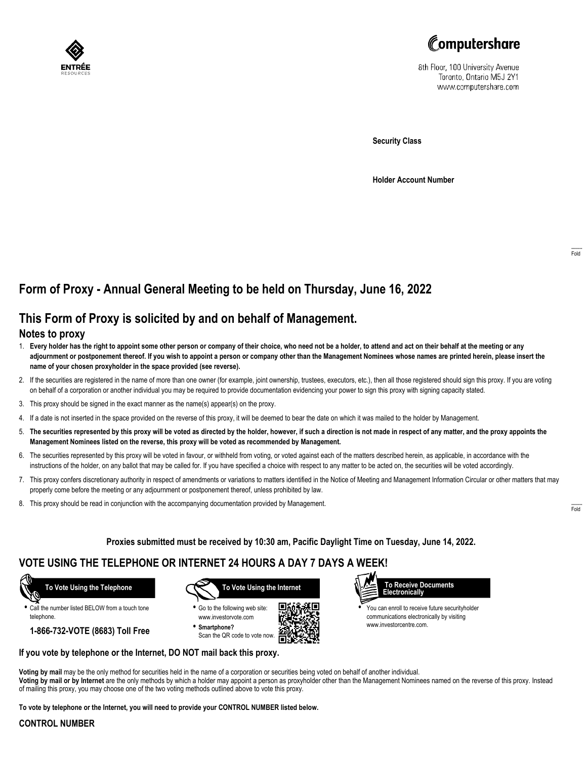ENTRÉE
RESOURCES

Computershare

8th Floor, 100 University Avenue
Toronto, Ontario M5J 2Y1
www.computershare.com

**Security Class**

**Holder Account Number**

Fold

# Form of Proxy - Annual General Meeting to be held on Thursday, June 16, 2022

## This Form of Proxy is solicited by and on behalf of Management.

### Notes to proxy

1. **Every holder has the right to appoint some other person or company of their choice, who need not be a holder, to attend and act on their behalf at the meeting or any adjournment or postponement thereof. If you wish to appoint a person or company other than the Management Nominees whose names are printed herein, please insert the name of your chosen proxyholder in the space provided (see reverse).**
2. If the securities are registered in the name of more than one owner (for example, joint ownership, trustees, executors, etc.), then all those registered should sign this proxy. If you are voting on behalf of a corporation or another individual you may be required to provide documentation evidencing your power to sign this proxy with signing capacity stated.
3. This proxy should be signed in the exact manner as the name(s) appear(s) on the proxy.
4. If a date is not inserted in the space provided on the reverse of this proxy, it will be deemed to bear the date on which it was mailed to the holder by Management.
5. **The securities represented by this proxy will be voted as directed by the holder, however, if such a direction is not made in respect of any matter, and the proxy appoints the Management Nominees listed on the reverse, this proxy will be voted as recommended by Management.**
6. The securities represented by this proxy will be voted in favour, or withheld from voting, or voted against each of the matters described herein, as applicable, in accordance with the instructions of the holder, on any ballot that may be called for. If you have specified a choice with respect to any matter to be acted on, the securities will be voted accordingly.
7. This proxy confers discretionary authority in respect of amendments or variations to matters identified in the Notice of Meeting and Management Information Circular or other matters that may properly come before the meeting or any adjournment or postponement thereof, unless prohibited by law.
8. This proxy should be read in conjunction with the accompanying documentation provided by Management.

Fold

**Proxies submitted must be received by 10:30 am, Pacific Daylight Time on Tuesday, June 14, 2022.**

## VOTE USING THE TELEPHONE OR INTERNET 24 HOURS A DAY 7 DAYS A WEEK!

**To Vote Using the Telephone**

- Call the number listed BELOW from a touch tone telephone.

**1-866-732-VOTE (8683) Toll Free**

**To Vote Using the Internet**

- Go to the following web site: www.investorvote.com
- **Smartphone?** Scan the QR code to vote now.

**To Receive Documents Electronically**

- You can enroll to receive future securityholder communications electronically by visiting www.investorcentre.com.

**If you vote by telephone or the Internet, DO NOT mail back this proxy.**

**Voting by mail** may be the only method for securities held in the name of a corporation or securities being voted on behalf of another individual.
**Voting by mail or by Internet** are the only methods by which a holder may appoint a person as proxyholder other than the Management Nominees named on the reverse of this proxy. Instead of mailing this proxy, you may choose one of the two voting methods outlined above to vote this proxy.

**To vote by telephone or the Internet, you will need to provide your CONTROL NUMBER listed below.**

**CONTROL NUMBER**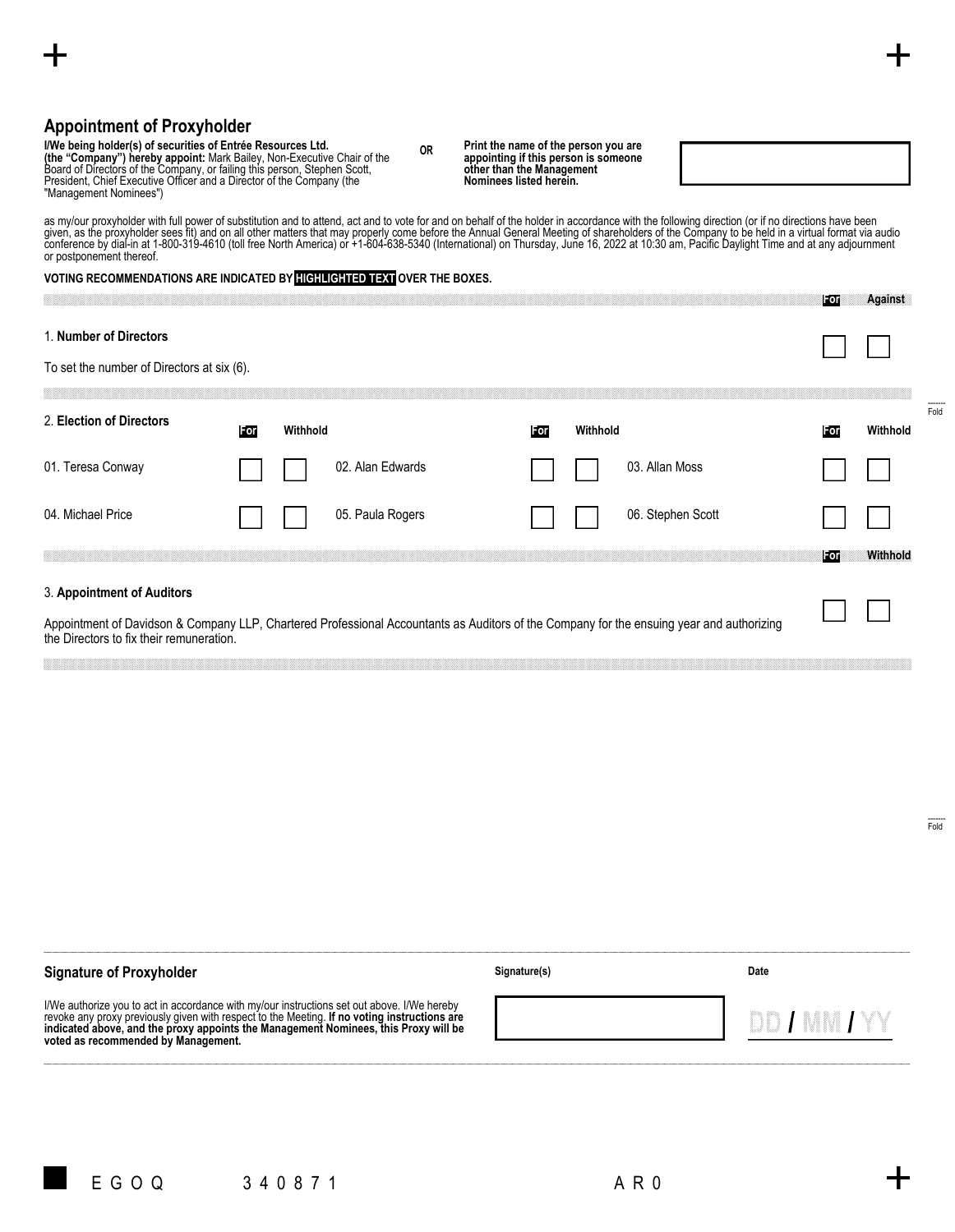## Appointment of Proxyholder

**I/We being holder(s) of securities of Entrée Resources Ltd. (the "Company") hereby appoint:** Mark Bailey, Non-Executive Chair of the Board of Directors of the Company, or failing this person, Stephen Scott, President, Chief Executive Officer and a Director of the Company (the "Management Nominees")

**OR**

**Print the name of the person you are appointing if this person is someone other than the Management Nominees listed herein.**

as my/our proxyholder with full power of substitution and to attend, act and to vote for and on behalf of the holder in accordance with the following direction (or if no directions have been given, as the proxyholder sees fit) and on all other matters that may properly come before the Annual General Meeting of shareholders of the Company to be held in a virtual format via audio conference by dial-in at 1-800-319-4610 (toll free North America) or +1-604-638-5340 (International) on Thursday, June 16, 2022 at 10:30 am, Pacific Daylight Time and at any adjournment or postponement thereof.

**VOTING RECOMMENDATIONS ARE INDICATED BY HIGHLIGHTED TEXT OVER THE BOXES.**

| | For | Against |
|---|---|---|
| 1. **Number of Directors**<br>To set the number of Directors at six (6). | ☐ | ☐ |

2. **Election of Directors**

| | For | Withhold | | For | Withhold | | For | Withhold |
|---|---|---|---|---|---|---|---|---|
| 01. Teresa Conway | ☐ | ☐ | 02. Alan Edwards | ☐ | ☐ | 03. Allan Moss | ☐ | ☐ |
| 04. Michael Price | ☐ | ☐ | 05. Paula Rogers | ☐ | ☐ | 06. Stephen Scott | ☐ | ☐ |

| | For | Withhold |
|---|---|---|
| 3. **Appointment of Auditors**<br>Appointment of Davidson & Company LLP, Chartered Professional Accountants as Auditors of the Company for the ensuing year and authorizing the Directors to fix their remuneration. | ☐ | ☐ |

Fold

Fold

## Signature of Proxyholder

I/We authorize you to act in accordance with my/our instructions set out above. I/We hereby revoke any proxy previously given with respect to the Meeting. **If no voting instructions are indicated above, and the proxy appoints the Management Nominees, this Proxy will be voted as recommended by Management.**

**Signature(s)**

**Date**

DD / MM / YY

E G O Q 3 4 0 8 7 1 A R 0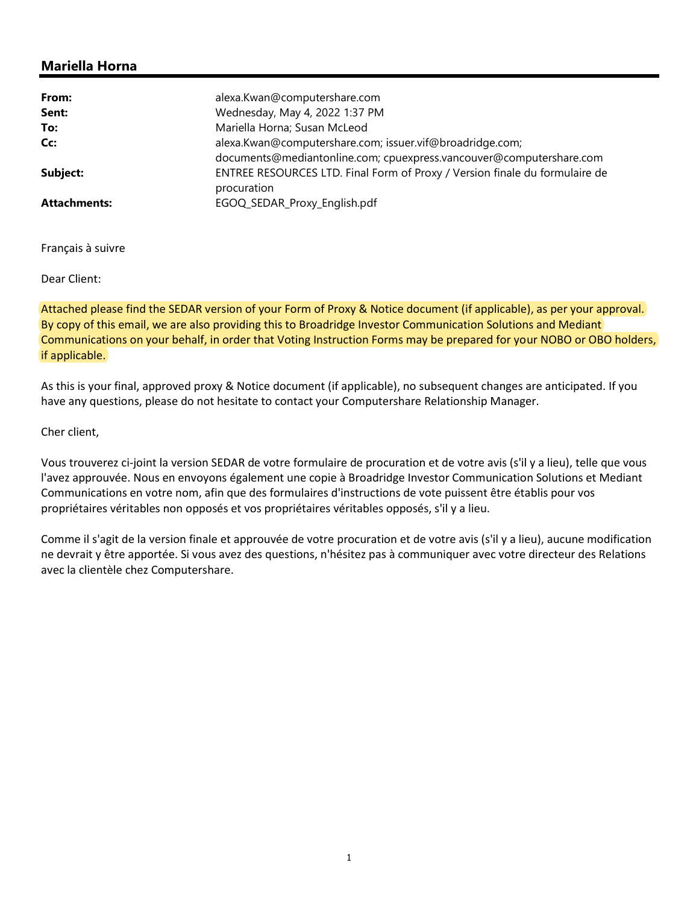## Mariella Horna

| | |
|---|---|
| **From:** | alexa.Kwan@computershare.com |
| **Sent:** | Wednesday, May 4, 2022 1:37 PM |
| **To:** | Mariella Horna; Susan McLeod |
| **Cc:** | alexa.Kwan@computershare.com; issuer.vif@broadridge.com; documents@mediantonline.com; cpuexpress.vancouver@computershare.com |
| **Subject:** | ENTREE RESOURCES LTD. Final Form of Proxy / Version finale du formulaire de procuration |
| **Attachments:** | EGOQ_SEDAR_Proxy_English.pdf |

Français à suivre

Dear Client:

Attached please find the SEDAR version of your Form of Proxy & Notice document (if applicable), as per your approval. By copy of this email, we are also providing this to Broadridge Investor Communication Solutions and Mediant Communications on your behalf, in order that Voting Instruction Forms may be prepared for your NOBO or OBO holders, if applicable.

As this is your final, approved proxy & Notice document (if applicable), no subsequent changes are anticipated. If you have any questions, please do not hesitate to contact your Computershare Relationship Manager.

Cher client,

Vous trouverez ci-joint la version SEDAR de votre formulaire de procuration et de votre avis (s'il y a lieu), telle que vous l'avez approuvée. Nous en envoyons également une copie à Broadridge Investor Communication Solutions et Mediant Communications en votre nom, afin que des formulaires d'instructions de vote puissent être établis pour vos propriétaires véritables non opposés et vos propriétaires véritables opposés, s'il y a lieu.

Comme il s'agit de la version finale et approuvée de votre procuration et de votre avis (s'il y a lieu), aucune modification ne devrait y être apportée. Si vous avez des questions, n'hésitez pas à communiquer avec votre directeur des Relations avec la clientèle chez Computershare.